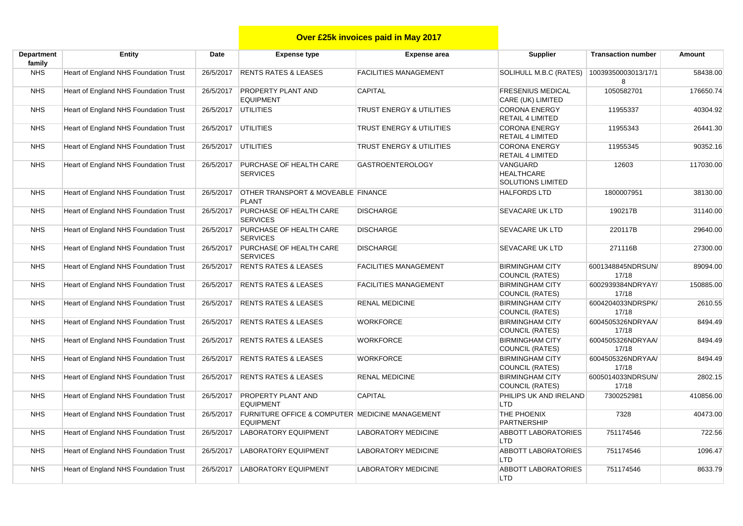# Over £25k invoices paid in May 2017

| Department family | Entity | Date | Expense type | Expense area | Supplier | Transaction number | Amount |
|---|---|---|---|---|---|---|---|
| NHS | Heart of England NHS Foundation Trust | 26/5/2017 | RENTS RATES & LEASES | FACILITIES MANAGEMENT | SOLIHULL M.B.C (RATES) | 10039350003013/17/18 | 58438.00 |
| NHS | Heart of England NHS Foundation Trust | 26/5/2017 | PROPERTY PLANT AND EQUIPMENT | CAPITAL | FRESENIUS MEDICAL CARE (UK) LIMITED | 1050582701 | 176650.74 |
| NHS | Heart of England NHS Foundation Trust | 26/5/2017 | UTILITIES | TRUST ENERGY & UTILITIES | CORONA ENERGY RETAIL 4 LIMITED | 11955337 | 40304.92 |
| NHS | Heart of England NHS Foundation Trust | 26/5/2017 | UTILITIES | TRUST ENERGY & UTILITIES | CORONA ENERGY RETAIL 4 LIMITED | 11955343 | 26441.30 |
| NHS | Heart of England NHS Foundation Trust | 26/5/2017 | UTILITIES | TRUST ENERGY & UTILITIES | CORONA ENERGY RETAIL 4 LIMITED | 11955345 | 90352.16 |
| NHS | Heart of England NHS Foundation Trust | 26/5/2017 | PURCHASE OF HEALTH CARE SERVICES | GASTROENTEROLOGY | VANGUARD HEALTHCARE SOLUTIONS LIMITED | 12603 | 117030.00 |
| NHS | Heart of England NHS Foundation Trust | 26/5/2017 | OTHER TRANSPORT & MOVEABLE PLANT | FINANCE | HALFORDS LTD | 1800007951 | 38130.00 |
| NHS | Heart of England NHS Foundation Trust | 26/5/2017 | PURCHASE OF HEALTH CARE SERVICES | DISCHARGE | SEVACARE UK LTD | 190217B | 31140.00 |
| NHS | Heart of England NHS Foundation Trust | 26/5/2017 | PURCHASE OF HEALTH CARE SERVICES | DISCHARGE | SEVACARE UK LTD | 220117B | 29640.00 |
| NHS | Heart of England NHS Foundation Trust | 26/5/2017 | PURCHASE OF HEALTH CARE SERVICES | DISCHARGE | SEVACARE UK LTD | 271116B | 27300.00 |
| NHS | Heart of England NHS Foundation Trust | 26/5/2017 | RENTS RATES & LEASES | FACILITIES MANAGEMENT | BIRMINGHAM CITY COUNCIL (RATES) | 6001348845NDRSUN/17/18 | 89094.00 |
| NHS | Heart of England NHS Foundation Trust | 26/5/2017 | RENTS RATES & LEASES | FACILITIES MANAGEMENT | BIRMINGHAM CITY COUNCIL (RATES) | 6002939384NDRYAY/17/18 | 150885.00 |
| NHS | Heart of England NHS Foundation Trust | 26/5/2017 | RENTS RATES & LEASES | RENAL MEDICINE | BIRMINGHAM CITY COUNCIL (RATES) | 6004204033NDRSPK/17/18 | 2610.55 |
| NHS | Heart of England NHS Foundation Trust | 26/5/2017 | RENTS RATES & LEASES | WORKFORCE | BIRMINGHAM CITY COUNCIL (RATES) | 6004505326NDRYAA/17/18 | 8494.49 |
| NHS | Heart of England NHS Foundation Trust | 26/5/2017 | RENTS RATES & LEASES | WORKFORCE | BIRMINGHAM CITY COUNCIL (RATES) | 6004505326NDRYAA/17/18 | 8494.49 |
| NHS | Heart of England NHS Foundation Trust | 26/5/2017 | RENTS RATES & LEASES | WORKFORCE | BIRMINGHAM CITY COUNCIL (RATES) | 6004505326NDRYAA/17/18 | 8494.49 |
| NHS | Heart of England NHS Foundation Trust | 26/5/2017 | RENTS RATES & LEASES | RENAL MEDICINE | BIRMINGHAM CITY COUNCIL (RATES) | 6005014033NDRSUN/17/18 | 2802.15 |
| NHS | Heart of England NHS Foundation Trust | 26/5/2017 | PROPERTY PLANT AND EQUIPMENT | CAPITAL | PHILIPS UK AND IRELAND LTD | 7300252981 | 410856.00 |
| NHS | Heart of England NHS Foundation Trust | 26/5/2017 | FURNITURE OFFICE & COMPUTER EQUIPMENT | MEDICINE MANAGEMENT | THE PHOENIX PARTNERSHIP | 7328 | 40473.00 |
| NHS | Heart of England NHS Foundation Trust | 26/5/2017 | LABORATORY EQUIPMENT | LABORATORY MEDICINE | ABBOTT LABORATORIES LTD | 751174546 | 722.56 |
| NHS | Heart of England NHS Foundation Trust | 26/5/2017 | LABORATORY EQUIPMENT | LABORATORY MEDICINE | ABBOTT LABORATORIES LTD | 751174546 | 1096.47 |
| NHS | Heart of England NHS Foundation Trust | 26/5/2017 | LABORATORY EQUIPMENT | LABORATORY MEDICINE | ABBOTT LABORATORIES LTD | 751174546 | 8633.79 |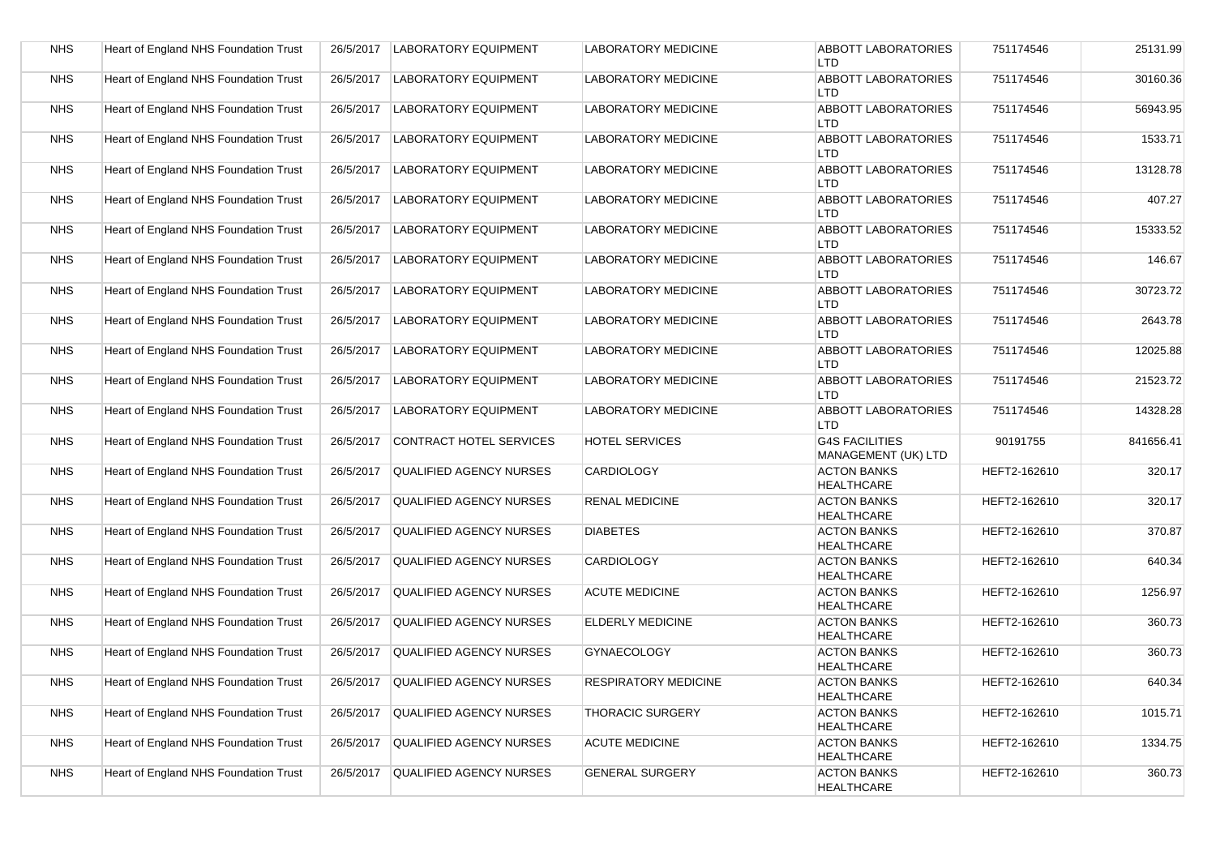| NHS | Heart of England NHS Foundation Trust | 26/5/2017 | LABORATORY EQUIPMENT | LABORATORY MEDICINE | ABBOTT LABORATORIES LTD | 751174546 | 25131.99 |
|---|---|---|---|---|---|---|---|
| NHS | Heart of England NHS Foundation Trust | 26/5/2017 | LABORATORY EQUIPMENT | LABORATORY MEDICINE | ABBOTT LABORATORIES LTD | 751174546 | 30160.36 |
| NHS | Heart of England NHS Foundation Trust | 26/5/2017 | LABORATORY EQUIPMENT | LABORATORY MEDICINE | ABBOTT LABORATORIES LTD | 751174546 | 56943.95 |
| NHS | Heart of England NHS Foundation Trust | 26/5/2017 | LABORATORY EQUIPMENT | LABORATORY MEDICINE | ABBOTT LABORATORIES LTD | 751174546 | 1533.71 |
| NHS | Heart of England NHS Foundation Trust | 26/5/2017 | LABORATORY EQUIPMENT | LABORATORY MEDICINE | ABBOTT LABORATORIES LTD | 751174546 | 13128.78 |
| NHS | Heart of England NHS Foundation Trust | 26/5/2017 | LABORATORY EQUIPMENT | LABORATORY MEDICINE | ABBOTT LABORATORIES LTD | 751174546 | 407.27 |
| NHS | Heart of England NHS Foundation Trust | 26/5/2017 | LABORATORY EQUIPMENT | LABORATORY MEDICINE | ABBOTT LABORATORIES LTD | 751174546 | 15333.52 |
| NHS | Heart of England NHS Foundation Trust | 26/5/2017 | LABORATORY EQUIPMENT | LABORATORY MEDICINE | ABBOTT LABORATORIES LTD | 751174546 | 146.67 |
| NHS | Heart of England NHS Foundation Trust | 26/5/2017 | LABORATORY EQUIPMENT | LABORATORY MEDICINE | ABBOTT LABORATORIES LTD | 751174546 | 30723.72 |
| NHS | Heart of England NHS Foundation Trust | 26/5/2017 | LABORATORY EQUIPMENT | LABORATORY MEDICINE | ABBOTT LABORATORIES LTD | 751174546 | 2643.78 |
| NHS | Heart of England NHS Foundation Trust | 26/5/2017 | LABORATORY EQUIPMENT | LABORATORY MEDICINE | ABBOTT LABORATORIES LTD | 751174546 | 12025.88 |
| NHS | Heart of England NHS Foundation Trust | 26/5/2017 | LABORATORY EQUIPMENT | LABORATORY MEDICINE | ABBOTT LABORATORIES LTD | 751174546 | 21523.72 |
| NHS | Heart of England NHS Foundation Trust | 26/5/2017 | LABORATORY EQUIPMENT | LABORATORY MEDICINE | ABBOTT LABORATORIES LTD | 751174546 | 14328.28 |
| NHS | Heart of England NHS Foundation Trust | 26/5/2017 | CONTRACT HOTEL SERVICES | HOTEL SERVICES | G4S FACILITIES MANAGEMENT (UK) LTD | 90191755 | 841656.41 |
| NHS | Heart of England NHS Foundation Trust | 26/5/2017 | QUALIFIED AGENCY NURSES | CARDIOLOGY | ACTON BANKS HEALTHCARE | HEFT2-162610 | 320.17 |
| NHS | Heart of England NHS Foundation Trust | 26/5/2017 | QUALIFIED AGENCY NURSES | RENAL MEDICINE | ACTON BANKS HEALTHCARE | HEFT2-162610 | 320.17 |
| NHS | Heart of England NHS Foundation Trust | 26/5/2017 | QUALIFIED AGENCY NURSES | DIABETES | ACTON BANKS HEALTHCARE | HEFT2-162610 | 370.87 |
| NHS | Heart of England NHS Foundation Trust | 26/5/2017 | QUALIFIED AGENCY NURSES | CARDIOLOGY | ACTON BANKS HEALTHCARE | HEFT2-162610 | 640.34 |
| NHS | Heart of England NHS Foundation Trust | 26/5/2017 | QUALIFIED AGENCY NURSES | ACUTE MEDICINE | ACTON BANKS HEALTHCARE | HEFT2-162610 | 1256.97 |
| NHS | Heart of England NHS Foundation Trust | 26/5/2017 | QUALIFIED AGENCY NURSES | ELDERLY MEDICINE | ACTON BANKS HEALTHCARE | HEFT2-162610 | 360.73 |
| NHS | Heart of England NHS Foundation Trust | 26/5/2017 | QUALIFIED AGENCY NURSES | GYNAECOLOGY | ACTON BANKS HEALTHCARE | HEFT2-162610 | 360.73 |
| NHS | Heart of England NHS Foundation Trust | 26/5/2017 | QUALIFIED AGENCY NURSES | RESPIRATORY MEDICINE | ACTON BANKS HEALTHCARE | HEFT2-162610 | 640.34 |
| NHS | Heart of England NHS Foundation Trust | 26/5/2017 | QUALIFIED AGENCY NURSES | THORACIC SURGERY | ACTON BANKS HEALTHCARE | HEFT2-162610 | 1015.71 |
| NHS | Heart of England NHS Foundation Trust | 26/5/2017 | QUALIFIED AGENCY NURSES | ACUTE MEDICINE | ACTON BANKS HEALTHCARE | HEFT2-162610 | 1334.75 |
| NHS | Heart of England NHS Foundation Trust | 26/5/2017 | QUALIFIED AGENCY NURSES | GENERAL SURGERY | ACTON BANKS HEALTHCARE | HEFT2-162610 | 360.73 |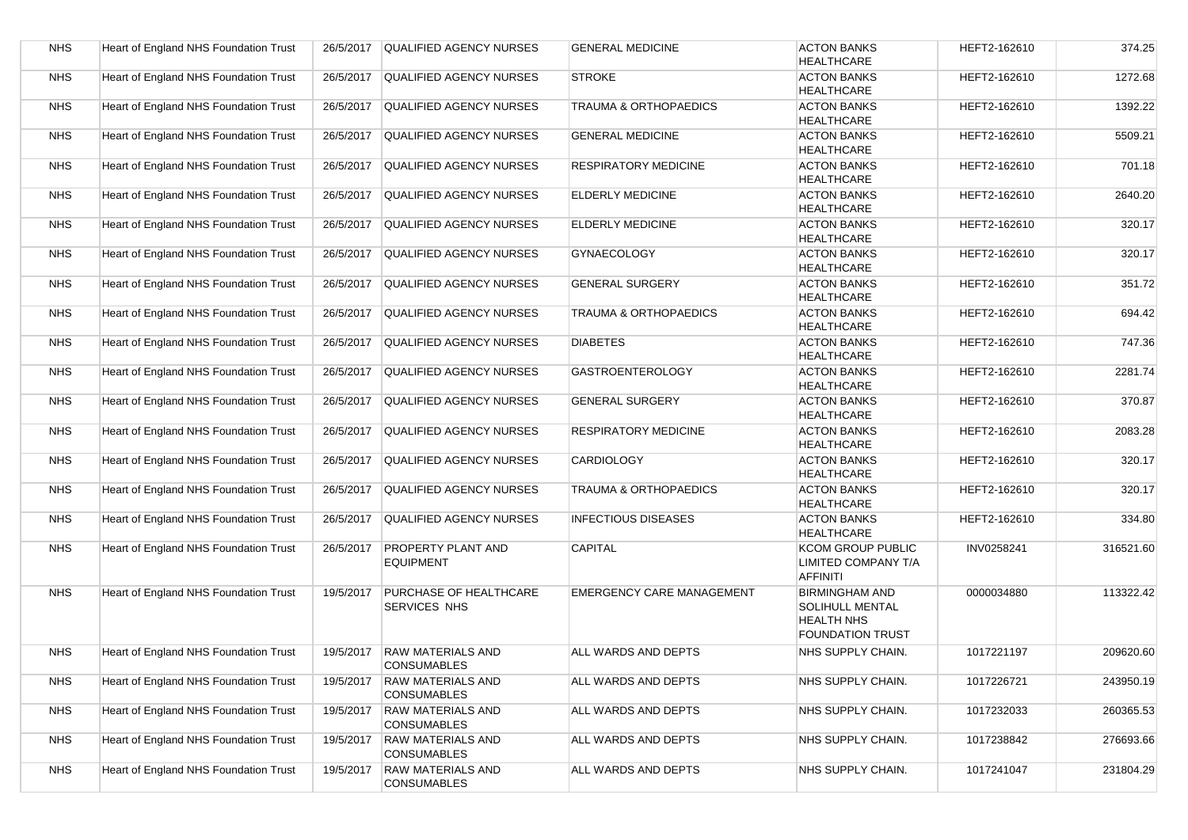| NHS | Heart of England NHS Foundation Trust | 26/5/2017 | QUALIFIED AGENCY NURSES | GENERAL MEDICINE | ACTON BANKS HEALTHCARE | HEFT2-162610 | 374.25 |
|---|---|---|---|---|---|---|---|
| NHS | Heart of England NHS Foundation Trust | 26/5/2017 | QUALIFIED AGENCY NURSES | STROKE | ACTON BANKS HEALTHCARE | HEFT2-162610 | 1272.68 |
| NHS | Heart of England NHS Foundation Trust | 26/5/2017 | QUALIFIED AGENCY NURSES | TRAUMA & ORTHOPAEDICS | ACTON BANKS HEALTHCARE | HEFT2-162610 | 1392.22 |
| NHS | Heart of England NHS Foundation Trust | 26/5/2017 | QUALIFIED AGENCY NURSES | GENERAL MEDICINE | ACTON BANKS HEALTHCARE | HEFT2-162610 | 5509.21 |
| NHS | Heart of England NHS Foundation Trust | 26/5/2017 | QUALIFIED AGENCY NURSES | RESPIRATORY MEDICINE | ACTON BANKS HEALTHCARE | HEFT2-162610 | 701.18 |
| NHS | Heart of England NHS Foundation Trust | 26/5/2017 | QUALIFIED AGENCY NURSES | ELDERLY MEDICINE | ACTON BANKS HEALTHCARE | HEFT2-162610 | 2640.20 |
| NHS | Heart of England NHS Foundation Trust | 26/5/2017 | QUALIFIED AGENCY NURSES | ELDERLY MEDICINE | ACTON BANKS HEALTHCARE | HEFT2-162610 | 320.17 |
| NHS | Heart of England NHS Foundation Trust | 26/5/2017 | QUALIFIED AGENCY NURSES | GYNAECOLOGY | ACTON BANKS HEALTHCARE | HEFT2-162610 | 320.17 |
| NHS | Heart of England NHS Foundation Trust | 26/5/2017 | QUALIFIED AGENCY NURSES | GENERAL SURGERY | ACTON BANKS HEALTHCARE | HEFT2-162610 | 351.72 |
| NHS | Heart of England NHS Foundation Trust | 26/5/2017 | QUALIFIED AGENCY NURSES | TRAUMA & ORTHOPAEDICS | ACTON BANKS HEALTHCARE | HEFT2-162610 | 694.42 |
| NHS | Heart of England NHS Foundation Trust | 26/5/2017 | QUALIFIED AGENCY NURSES | DIABETES | ACTON BANKS HEALTHCARE | HEFT2-162610 | 747.36 |
| NHS | Heart of England NHS Foundation Trust | 26/5/2017 | QUALIFIED AGENCY NURSES | GASTROENTEROLOGY | ACTON BANKS HEALTHCARE | HEFT2-162610 | 2281.74 |
| NHS | Heart of England NHS Foundation Trust | 26/5/2017 | QUALIFIED AGENCY NURSES | GENERAL SURGERY | ACTON BANKS HEALTHCARE | HEFT2-162610 | 370.87 |
| NHS | Heart of England NHS Foundation Trust | 26/5/2017 | QUALIFIED AGENCY NURSES | RESPIRATORY MEDICINE | ACTON BANKS HEALTHCARE | HEFT2-162610 | 2083.28 |
| NHS | Heart of England NHS Foundation Trust | 26/5/2017 | QUALIFIED AGENCY NURSES | CARDIOLOGY | ACTON BANKS HEALTHCARE | HEFT2-162610 | 320.17 |
| NHS | Heart of England NHS Foundation Trust | 26/5/2017 | QUALIFIED AGENCY NURSES | TRAUMA & ORTHOPAEDICS | ACTON BANKS HEALTHCARE | HEFT2-162610 | 320.17 |
| NHS | Heart of England NHS Foundation Trust | 26/5/2017 | QUALIFIED AGENCY NURSES | INFECTIOUS DISEASES | ACTON BANKS HEALTHCARE | HEFT2-162610 | 334.80 |
| NHS | Heart of England NHS Foundation Trust | 26/5/2017 | PROPERTY PLANT AND EQUIPMENT | CAPITAL | KCOM GROUP PUBLIC LIMITED COMPANY T/A AFFINITI | INV0258241 | 316521.60 |
| NHS | Heart of England NHS Foundation Trust | 19/5/2017 | PURCHASE OF HEALTHCARE SERVICES NHS | EMERGENCY CARE MANAGEMENT | BIRMINGHAM AND SOLIHULL MENTAL HEALTH NHS FOUNDATION TRUST | 0000034880 | 113322.42 |
| NHS | Heart of England NHS Foundation Trust | 19/5/2017 | RAW MATERIALS AND CONSUMABLES | ALL WARDS AND DEPTS | NHS SUPPLY CHAIN. | 1017221197 | 209620.60 |
| NHS | Heart of England NHS Foundation Trust | 19/5/2017 | RAW MATERIALS AND CONSUMABLES | ALL WARDS AND DEPTS | NHS SUPPLY CHAIN. | 1017226721 | 243950.19 |
| NHS | Heart of England NHS Foundation Trust | 19/5/2017 | RAW MATERIALS AND CONSUMABLES | ALL WARDS AND DEPTS | NHS SUPPLY CHAIN. | 1017232033 | 260365.53 |
| NHS | Heart of England NHS Foundation Trust | 19/5/2017 | RAW MATERIALS AND CONSUMABLES | ALL WARDS AND DEPTS | NHS SUPPLY CHAIN. | 1017238842 | 276693.66 |
| NHS | Heart of England NHS Foundation Trust | 19/5/2017 | RAW MATERIALS AND CONSUMABLES | ALL WARDS AND DEPTS | NHS SUPPLY CHAIN. | 1017241047 | 231804.29 |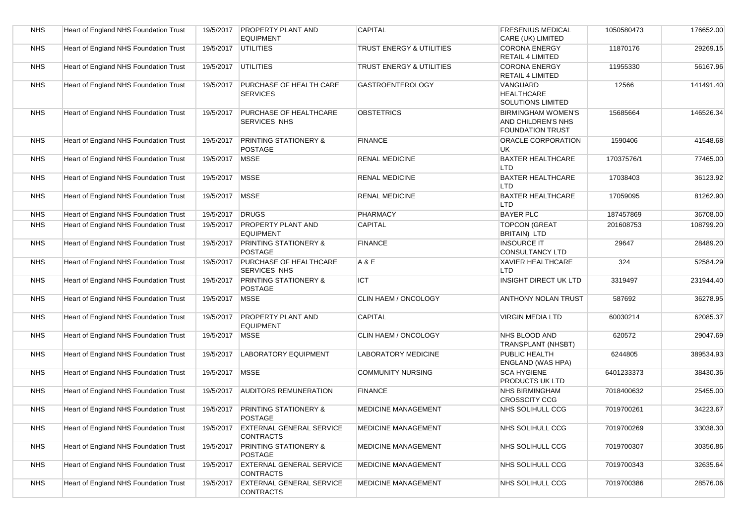| NHS | Heart of England NHS Foundation Trust | 19/5/2017 | PROPERTY PLANT AND EQUIPMENT | CAPITAL | FRESENIUS MEDICAL CARE (UK) LIMITED | 1050580473 | 176652.00 |
|---|---|---|---|---|---|---|---|
| NHS | Heart of England NHS Foundation Trust | 19/5/2017 | UTILITIES | TRUST ENERGY & UTILITIES | CORONA ENERGY RETAIL 4 LIMITED | 11870176 | 29269.15 |
| NHS | Heart of England NHS Foundation Trust | 19/5/2017 | UTILITIES | TRUST ENERGY & UTILITIES | CORONA ENERGY RETAIL 4 LIMITED | 11955330 | 56167.96 |
| NHS | Heart of England NHS Foundation Trust | 19/5/2017 | PURCHASE OF HEALTH CARE SERVICES | GASTROENTEROLOGY | VANGUARD HEALTHCARE SOLUTIONS LIMITED | 12566 | 141491.40 |
| NHS | Heart of England NHS Foundation Trust | 19/5/2017 | PURCHASE OF HEALTHCARE SERVICES NHS | OBSTETRICS | BIRMINGHAM WOMEN'S AND CHILDREN'S NHS FOUNDATION TRUST | 15685664 | 146526.34 |
| NHS | Heart of England NHS Foundation Trust | 19/5/2017 | PRINTING STATIONERY & POSTAGE | FINANCE | ORACLE CORPORATION UK | 1590406 | 41548.68 |
| NHS | Heart of England NHS Foundation Trust | 19/5/2017 | MSSE | RENAL MEDICINE | BAXTER HEALTHCARE LTD | 17037576/1 | 77465.00 |
| NHS | Heart of England NHS Foundation Trust | 19/5/2017 | MSSE | RENAL MEDICINE | BAXTER HEALTHCARE LTD | 17038403 | 36123.92 |
| NHS | Heart of England NHS Foundation Trust | 19/5/2017 | MSSE | RENAL MEDICINE | BAXTER HEALTHCARE LTD | 17059095 | 81262.90 |
| NHS | Heart of England NHS Foundation Trust | 19/5/2017 | DRUGS | PHARMACY | BAYER PLC | 187457869 | 36708.00 |
| NHS | Heart of England NHS Foundation Trust | 19/5/2017 | PROPERTY PLANT AND EQUIPMENT | CAPITAL | TOPCON (GREAT BRITAIN) LTD | 201608753 | 108799.20 |
| NHS | Heart of England NHS Foundation Trust | 19/5/2017 | PRINTING STATIONERY & POSTAGE | FINANCE | INSOURCE IT CONSULTANCY LTD | 29647 | 28489.20 |
| NHS | Heart of England NHS Foundation Trust | 19/5/2017 | PURCHASE OF HEALTHCARE SERVICES NHS | A & E | XAVIER HEALTHCARE LTD | 324 | 52584.29 |
| NHS | Heart of England NHS Foundation Trust | 19/5/2017 | PRINTING STATIONERY & POSTAGE | ICT | INSIGHT DIRECT UK LTD | 3319497 | 231944.40 |
| NHS | Heart of England NHS Foundation Trust | 19/5/2017 | MSSE | CLIN HAEM / ONCOLOGY | ANTHONY NOLAN TRUST | 587692 | 36278.95 |
| NHS | Heart of England NHS Foundation Trust | 19/5/2017 | PROPERTY PLANT AND EQUIPMENT | CAPITAL | VIRGIN MEDIA LTD | 60030214 | 62085.37 |
| NHS | Heart of England NHS Foundation Trust | 19/5/2017 | MSSE | CLIN HAEM / ONCOLOGY | NHS BLOOD AND TRANSPLANT (NHSBT) | 620572 | 29047.69 |
| NHS | Heart of England NHS Foundation Trust | 19/5/2017 | LABORATORY EQUIPMENT | LABORATORY MEDICINE | PUBLIC HEALTH ENGLAND (WAS HPA) | 6244805 | 389534.93 |
| NHS | Heart of England NHS Foundation Trust | 19/5/2017 | MSSE | COMMUNITY NURSING | SCA HYGIENE PRODUCTS UK LTD | 6401233373 | 38430.36 |
| NHS | Heart of England NHS Foundation Trust | 19/5/2017 | AUDITORS REMUNERATION | FINANCE | NHS BIRMINGHAM CROSSCITY CCG | 7018400632 | 25455.00 |
| NHS | Heart of England NHS Foundation Trust | 19/5/2017 | PRINTING STATIONERY & POSTAGE | MEDICINE MANAGEMENT | NHS SOLIHULL CCG | 7019700261 | 34223.67 |
| NHS | Heart of England NHS Foundation Trust | 19/5/2017 | EXTERNAL GENERAL SERVICE CONTRACTS | MEDICINE MANAGEMENT | NHS SOLIHULL CCG | 7019700269 | 33038.30 |
| NHS | Heart of England NHS Foundation Trust | 19/5/2017 | PRINTING STATIONERY & POSTAGE | MEDICINE MANAGEMENT | NHS SOLIHULL CCG | 7019700307 | 30356.86 |
| NHS | Heart of England NHS Foundation Trust | 19/5/2017 | EXTERNAL GENERAL SERVICE CONTRACTS | MEDICINE MANAGEMENT | NHS SOLIHULL CCG | 7019700343 | 32635.64 |
| NHS | Heart of England NHS Foundation Trust | 19/5/2017 | EXTERNAL GENERAL SERVICE CONTRACTS | MEDICINE MANAGEMENT | NHS SOLIHULL CCG | 7019700386 | 28576.06 |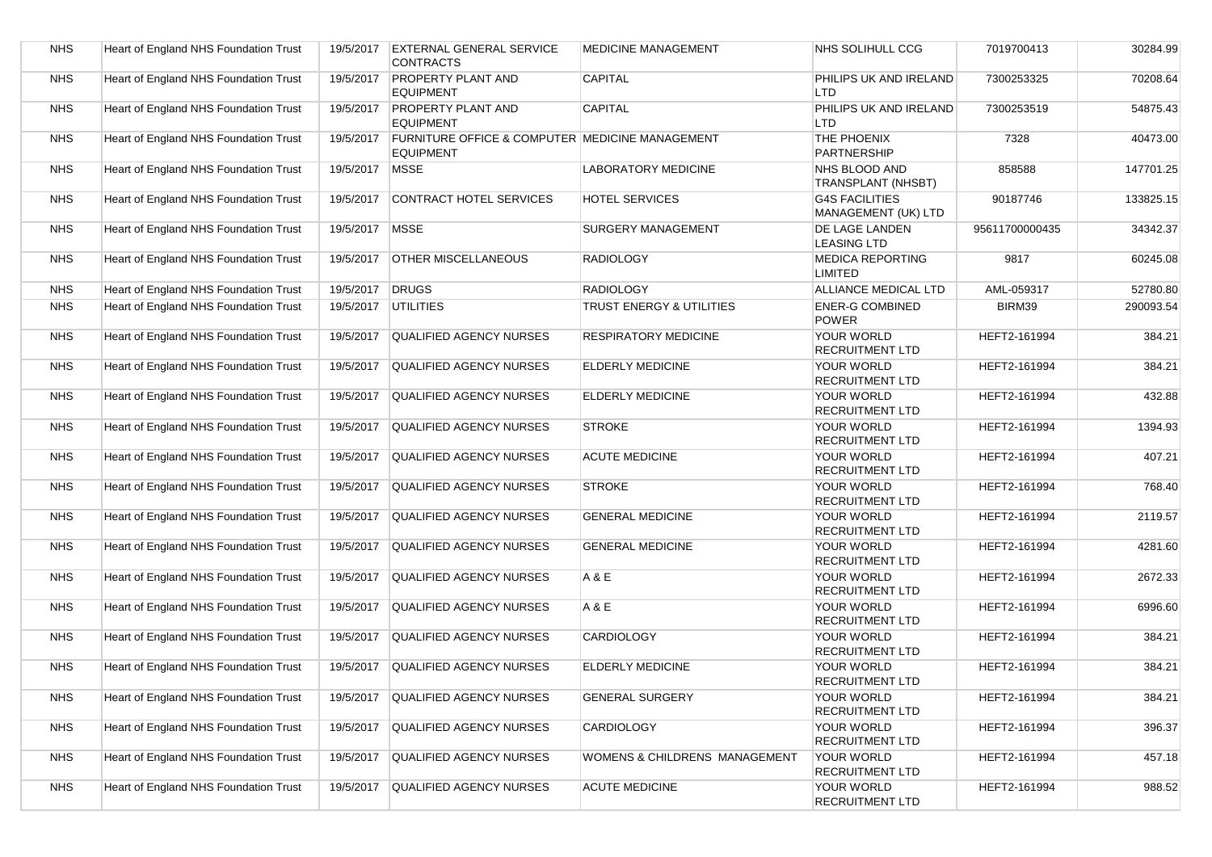| NHS | Heart of England NHS Foundation Trust | 19/5/2017 | EXTERNAL GENERAL SERVICE CONTRACTS | MEDICINE MANAGEMENT | NHS SOLIHULL CCG | 7019700413 | 30284.99 |
|---|---|---|---|---|---|---|---|
| NHS | Heart of England NHS Foundation Trust | 19/5/2017 | PROPERTY PLANT AND EQUIPMENT | CAPITAL | PHILIPS UK AND IRELAND LTD | 7300253325 | 70208.64 |
| NHS | Heart of England NHS Foundation Trust | 19/5/2017 | PROPERTY PLANT AND EQUIPMENT | CAPITAL | PHILIPS UK AND IRELAND LTD | 7300253519 | 54875.43 |
| NHS | Heart of England NHS Foundation Trust | 19/5/2017 | FURNITURE OFFICE & COMPUTER EQUIPMENT | MEDICINE MANAGEMENT | THE PHOENIX PARTNERSHIP | 7328 | 40473.00 |
| NHS | Heart of England NHS Foundation Trust | 19/5/2017 | MSSE | LABORATORY MEDICINE | NHS BLOOD AND TRANSPLANT (NHSBT) | 858588 | 147701.25 |
| NHS | Heart of England NHS Foundation Trust | 19/5/2017 | CONTRACT HOTEL SERVICES | HOTEL SERVICES | G4S FACILITIES MANAGEMENT (UK) LTD | 90187746 | 133825.15 |
| NHS | Heart of England NHS Foundation Trust | 19/5/2017 | MSSE | SURGERY MANAGEMENT | DE LAGE LANDEN LEASING LTD | 95611700000435 | 34342.37 |
| NHS | Heart of England NHS Foundation Trust | 19/5/2017 | OTHER MISCELLANEOUS | RADIOLOGY | MEDICA REPORTING LIMITED | 9817 | 60245.08 |
| NHS | Heart of England NHS Foundation Trust | 19/5/2017 | DRUGS | RADIOLOGY | ALLIANCE MEDICAL LTD | AML-059317 | 52780.80 |
| NHS | Heart of England NHS Foundation Trust | 19/5/2017 | UTILITIES | TRUST ENERGY & UTILITIES | ENER-G COMBINED POWER | BIRM39 | 290093.54 |
| NHS | Heart of England NHS Foundation Trust | 19/5/2017 | QUALIFIED AGENCY NURSES | RESPIRATORY MEDICINE | YOUR WORLD RECRUITMENT LTD | HEFT2-161994 | 384.21 |
| NHS | Heart of England NHS Foundation Trust | 19/5/2017 | QUALIFIED AGENCY NURSES | ELDERLY MEDICINE | YOUR WORLD RECRUITMENT LTD | HEFT2-161994 | 384.21 |
| NHS | Heart of England NHS Foundation Trust | 19/5/2017 | QUALIFIED AGENCY NURSES | ELDERLY MEDICINE | YOUR WORLD RECRUITMENT LTD | HEFT2-161994 | 432.88 |
| NHS | Heart of England NHS Foundation Trust | 19/5/2017 | QUALIFIED AGENCY NURSES | STROKE | YOUR WORLD RECRUITMENT LTD | HEFT2-161994 | 1394.93 |
| NHS | Heart of England NHS Foundation Trust | 19/5/2017 | QUALIFIED AGENCY NURSES | ACUTE MEDICINE | YOUR WORLD RECRUITMENT LTD | HEFT2-161994 | 407.21 |
| NHS | Heart of England NHS Foundation Trust | 19/5/2017 | QUALIFIED AGENCY NURSES | STROKE | YOUR WORLD RECRUITMENT LTD | HEFT2-161994 | 768.40 |
| NHS | Heart of England NHS Foundation Trust | 19/5/2017 | QUALIFIED AGENCY NURSES | GENERAL MEDICINE | YOUR WORLD RECRUITMENT LTD | HEFT2-161994 | 2119.57 |
| NHS | Heart of England NHS Foundation Trust | 19/5/2017 | QUALIFIED AGENCY NURSES | GENERAL MEDICINE | YOUR WORLD RECRUITMENT LTD | HEFT2-161994 | 4281.60 |
| NHS | Heart of England NHS Foundation Trust | 19/5/2017 | QUALIFIED AGENCY NURSES | A & E | YOUR WORLD RECRUITMENT LTD | HEFT2-161994 | 2672.33 |
| NHS | Heart of England NHS Foundation Trust | 19/5/2017 | QUALIFIED AGENCY NURSES | A & E | YOUR WORLD RECRUITMENT LTD | HEFT2-161994 | 6996.60 |
| NHS | Heart of England NHS Foundation Trust | 19/5/2017 | QUALIFIED AGENCY NURSES | CARDIOLOGY | YOUR WORLD RECRUITMENT LTD | HEFT2-161994 | 384.21 |
| NHS | Heart of England NHS Foundation Trust | 19/5/2017 | QUALIFIED AGENCY NURSES | ELDERLY MEDICINE | YOUR WORLD RECRUITMENT LTD | HEFT2-161994 | 384.21 |
| NHS | Heart of England NHS Foundation Trust | 19/5/2017 | QUALIFIED AGENCY NURSES | GENERAL SURGERY | YOUR WORLD RECRUITMENT LTD | HEFT2-161994 | 384.21 |
| NHS | Heart of England NHS Foundation Trust | 19/5/2017 | QUALIFIED AGENCY NURSES | CARDIOLOGY | YOUR WORLD RECRUITMENT LTD | HEFT2-161994 | 396.37 |
| NHS | Heart of England NHS Foundation Trust | 19/5/2017 | QUALIFIED AGENCY NURSES | WOMENS & CHILDRENS MANAGEMENT | YOUR WORLD RECRUITMENT LTD | HEFT2-161994 | 457.18 |
| NHS | Heart of England NHS Foundation Trust | 19/5/2017 | QUALIFIED AGENCY NURSES | ACUTE MEDICINE | YOUR WORLD RECRUITMENT LTD | HEFT2-161994 | 988.52 |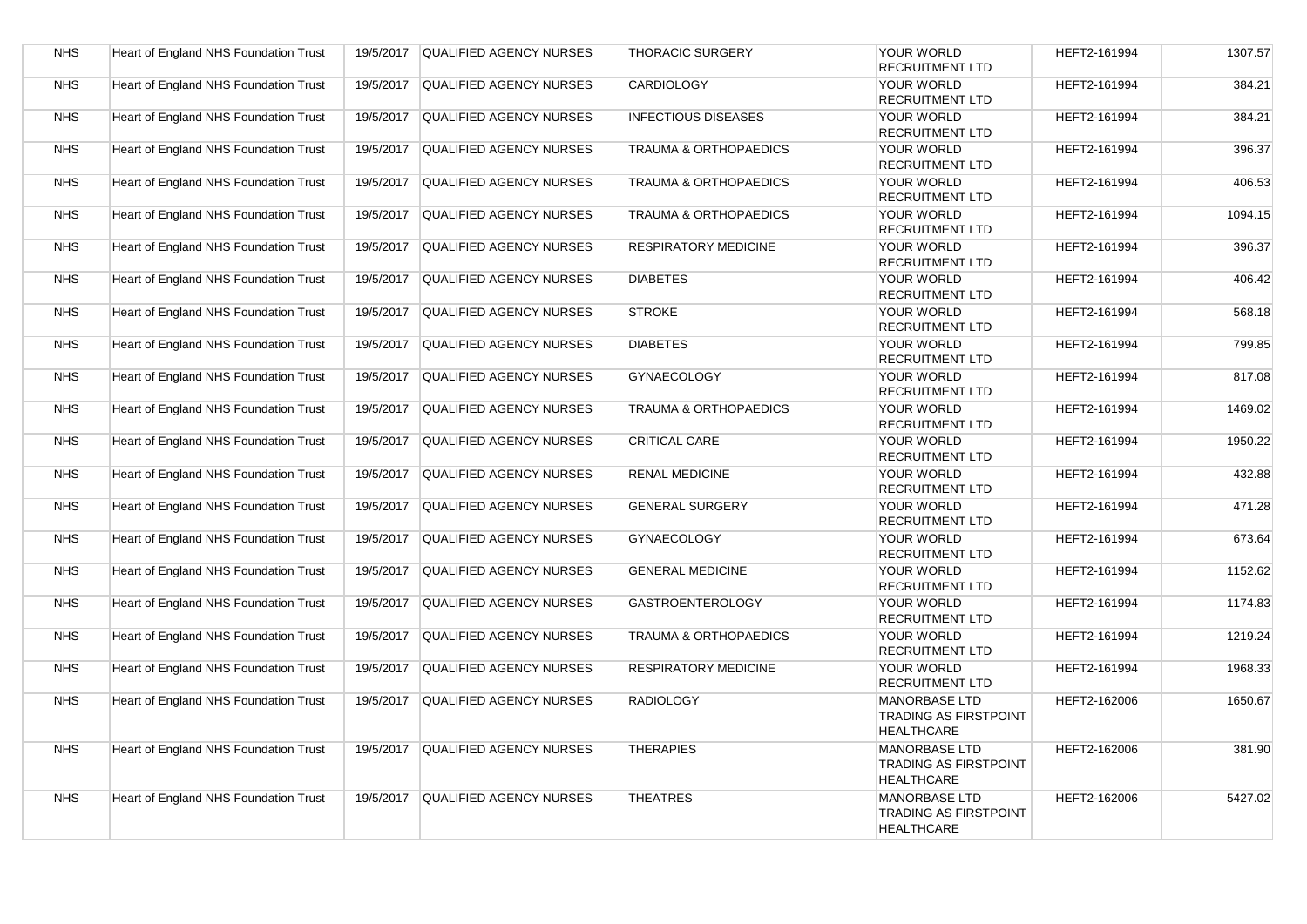| NHS | Heart of England NHS Foundation Trust | 19/5/2017 | QUALIFIED AGENCY NURSES | THORACIC SURGERY | YOUR WORLD RECRUITMENT LTD | HEFT2-161994 | 1307.57 |
|---|---|---|---|---|---|---|---|
| NHS | Heart of England NHS Foundation Trust | 19/5/2017 | QUALIFIED AGENCY NURSES | CARDIOLOGY | YOUR WORLD RECRUITMENT LTD | HEFT2-161994 | 384.21 |
| NHS | Heart of England NHS Foundation Trust | 19/5/2017 | QUALIFIED AGENCY NURSES | INFECTIOUS DISEASES | YOUR WORLD RECRUITMENT LTD | HEFT2-161994 | 384.21 |
| NHS | Heart of England NHS Foundation Trust | 19/5/2017 | QUALIFIED AGENCY NURSES | TRAUMA & ORTHOPAEDICS | YOUR WORLD RECRUITMENT LTD | HEFT2-161994 | 396.37 |
| NHS | Heart of England NHS Foundation Trust | 19/5/2017 | QUALIFIED AGENCY NURSES | TRAUMA & ORTHOPAEDICS | YOUR WORLD RECRUITMENT LTD | HEFT2-161994 | 406.53 |
| NHS | Heart of England NHS Foundation Trust | 19/5/2017 | QUALIFIED AGENCY NURSES | TRAUMA & ORTHOPAEDICS | YOUR WORLD RECRUITMENT LTD | HEFT2-161994 | 1094.15 |
| NHS | Heart of England NHS Foundation Trust | 19/5/2017 | QUALIFIED AGENCY NURSES | RESPIRATORY MEDICINE | YOUR WORLD RECRUITMENT LTD | HEFT2-161994 | 396.37 |
| NHS | Heart of England NHS Foundation Trust | 19/5/2017 | QUALIFIED AGENCY NURSES | DIABETES | YOUR WORLD RECRUITMENT LTD | HEFT2-161994 | 406.42 |
| NHS | Heart of England NHS Foundation Trust | 19/5/2017 | QUALIFIED AGENCY NURSES | STROKE | YOUR WORLD RECRUITMENT LTD | HEFT2-161994 | 568.18 |
| NHS | Heart of England NHS Foundation Trust | 19/5/2017 | QUALIFIED AGENCY NURSES | DIABETES | YOUR WORLD RECRUITMENT LTD | HEFT2-161994 | 799.85 |
| NHS | Heart of England NHS Foundation Trust | 19/5/2017 | QUALIFIED AGENCY NURSES | GYNAECOLOGY | YOUR WORLD RECRUITMENT LTD | HEFT2-161994 | 817.08 |
| NHS | Heart of England NHS Foundation Trust | 19/5/2017 | QUALIFIED AGENCY NURSES | TRAUMA & ORTHOPAEDICS | YOUR WORLD RECRUITMENT LTD | HEFT2-161994 | 1469.02 |
| NHS | Heart of England NHS Foundation Trust | 19/5/2017 | QUALIFIED AGENCY NURSES | CRITICAL CARE | YOUR WORLD RECRUITMENT LTD | HEFT2-161994 | 1950.22 |
| NHS | Heart of England NHS Foundation Trust | 19/5/2017 | QUALIFIED AGENCY NURSES | RENAL MEDICINE | YOUR WORLD RECRUITMENT LTD | HEFT2-161994 | 432.88 |
| NHS | Heart of England NHS Foundation Trust | 19/5/2017 | QUALIFIED AGENCY NURSES | GENERAL SURGERY | YOUR WORLD RECRUITMENT LTD | HEFT2-161994 | 471.28 |
| NHS | Heart of England NHS Foundation Trust | 19/5/2017 | QUALIFIED AGENCY NURSES | GYNAECOLOGY | YOUR WORLD RECRUITMENT LTD | HEFT2-161994 | 673.64 |
| NHS | Heart of England NHS Foundation Trust | 19/5/2017 | QUALIFIED AGENCY NURSES | GENERAL MEDICINE | YOUR WORLD RECRUITMENT LTD | HEFT2-161994 | 1152.62 |
| NHS | Heart of England NHS Foundation Trust | 19/5/2017 | QUALIFIED AGENCY NURSES | GASTROENTEROLOGY | YOUR WORLD RECRUITMENT LTD | HEFT2-161994 | 1174.83 |
| NHS | Heart of England NHS Foundation Trust | 19/5/2017 | QUALIFIED AGENCY NURSES | TRAUMA & ORTHOPAEDICS | YOUR WORLD RECRUITMENT LTD | HEFT2-161994 | 1219.24 |
| NHS | Heart of England NHS Foundation Trust | 19/5/2017 | QUALIFIED AGENCY NURSES | RESPIRATORY MEDICINE | YOUR WORLD RECRUITMENT LTD | HEFT2-161994 | 1968.33 |
| NHS | Heart of England NHS Foundation Trust | 19/5/2017 | QUALIFIED AGENCY NURSES | RADIOLOGY | MANORBASE LTD TRADING AS FIRSTPOINT HEALTHCARE | HEFT2-162006 | 1650.67 |
| NHS | Heart of England NHS Foundation Trust | 19/5/2017 | QUALIFIED AGENCY NURSES | THERAPIES | MANORBASE LTD TRADING AS FIRSTPOINT HEALTHCARE | HEFT2-162006 | 381.90 |
| NHS | Heart of England NHS Foundation Trust | 19/5/2017 | QUALIFIED AGENCY NURSES | THEATRES | MANORBASE LTD TRADING AS FIRSTPOINT HEALTHCARE | HEFT2-162006 | 5427.02 |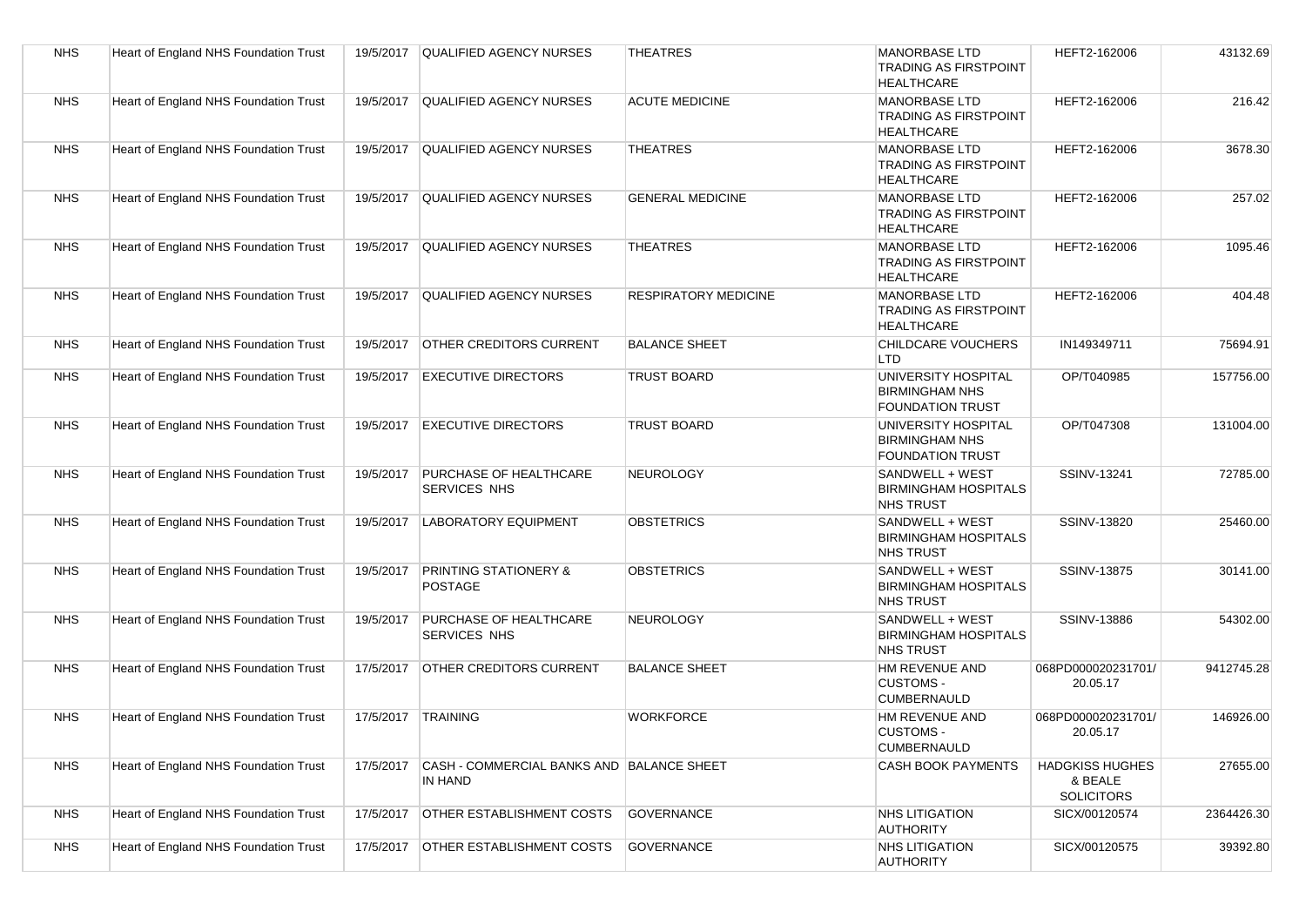| NHS | Heart of England NHS Foundation Trust | 19/5/2017 | QUALIFIED AGENCY NURSES | THEATRES | MANORBASE LTD TRADING AS FIRSTPOINT HEALTHCARE | HEFT2-162006 | 43132.69 |
|---|---|---|---|---|---|---|---|
| NHS | Heart of England NHS Foundation Trust | 19/5/2017 | QUALIFIED AGENCY NURSES | ACUTE MEDICINE | MANORBASE LTD TRADING AS FIRSTPOINT HEALTHCARE | HEFT2-162006 | 216.42 |
| NHS | Heart of England NHS Foundation Trust | 19/5/2017 | QUALIFIED AGENCY NURSES | THEATRES | MANORBASE LTD TRADING AS FIRSTPOINT HEALTHCARE | HEFT2-162006 | 3678.30 |
| NHS | Heart of England NHS Foundation Trust | 19/5/2017 | QUALIFIED AGENCY NURSES | GENERAL MEDICINE | MANORBASE LTD TRADING AS FIRSTPOINT HEALTHCARE | HEFT2-162006 | 257.02 |
| NHS | Heart of England NHS Foundation Trust | 19/5/2017 | QUALIFIED AGENCY NURSES | THEATRES | MANORBASE LTD TRADING AS FIRSTPOINT HEALTHCARE | HEFT2-162006 | 1095.46 |
| NHS | Heart of England NHS Foundation Trust | 19/5/2017 | QUALIFIED AGENCY NURSES | RESPIRATORY MEDICINE | MANORBASE LTD TRADING AS FIRSTPOINT HEALTHCARE | HEFT2-162006 | 404.48 |
| NHS | Heart of England NHS Foundation Trust | 19/5/2017 | OTHER CREDITORS CURRENT | BALANCE SHEET | CHILDCARE VOUCHERS LTD | IN149349711 | 75694.91 |
| NHS | Heart of England NHS Foundation Trust | 19/5/2017 | EXECUTIVE DIRECTORS | TRUST BOARD | UNIVERSITY HOSPITAL BIRMINGHAM NHS FOUNDATION TRUST | OP/T040985 | 157756.00 |
| NHS | Heart of England NHS Foundation Trust | 19/5/2017 | EXECUTIVE DIRECTORS | TRUST BOARD | UNIVERSITY HOSPITAL BIRMINGHAM NHS FOUNDATION TRUST | OP/T047308 | 131004.00 |
| NHS | Heart of England NHS Foundation Trust | 19/5/2017 | PURCHASE OF HEALTHCARE SERVICES NHS | NEUROLOGY | SANDWELL + WEST BIRMINGHAM HOSPITALS NHS TRUST | SSINV-13241 | 72785.00 |
| NHS | Heart of England NHS Foundation Trust | 19/5/2017 | LABORATORY EQUIPMENT | OBSTETRICS | SANDWELL + WEST BIRMINGHAM HOSPITALS NHS TRUST | SSINV-13820 | 25460.00 |
| NHS | Heart of England NHS Foundation Trust | 19/5/2017 | PRINTING STATIONERY & POSTAGE | OBSTETRICS | SANDWELL + WEST BIRMINGHAM HOSPITALS NHS TRUST | SSINV-13875 | 30141.00 |
| NHS | Heart of England NHS Foundation Trust | 19/5/2017 | PURCHASE OF HEALTHCARE SERVICES NHS | NEUROLOGY | SANDWELL + WEST BIRMINGHAM HOSPITALS NHS TRUST | SSINV-13886 | 54302.00 |
| NHS | Heart of England NHS Foundation Trust | 17/5/2017 | OTHER CREDITORS CURRENT | BALANCE SHEET | HM REVENUE AND CUSTOMS - CUMBERNAULD | 068PD000020231701/ 20.05.17 | 9412745.28 |
| NHS | Heart of England NHS Foundation Trust | 17/5/2017 | TRAINING | WORKFORCE | HM REVENUE AND CUSTOMS - CUMBERNAULD | 068PD000020231701/ 20.05.17 | 146926.00 |
| NHS | Heart of England NHS Foundation Trust | 17/5/2017 | CASH - COMMERCIAL BANKS AND IN HAND | BALANCE SHEET | CASH BOOK PAYMENTS | HADGKISS HUGHES & BEALE SOLICITORS | 27655.00 |
| NHS | Heart of England NHS Foundation Trust | 17/5/2017 | OTHER ESTABLISHMENT COSTS | GOVERNANCE | NHS LITIGATION AUTHORITY | SICX/00120574 | 2364426.30 |
| NHS | Heart of England NHS Foundation Trust | 17/5/2017 | OTHER ESTABLISHMENT COSTS | GOVERNANCE | NHS LITIGATION AUTHORITY | SICX/00120575 | 39392.80 |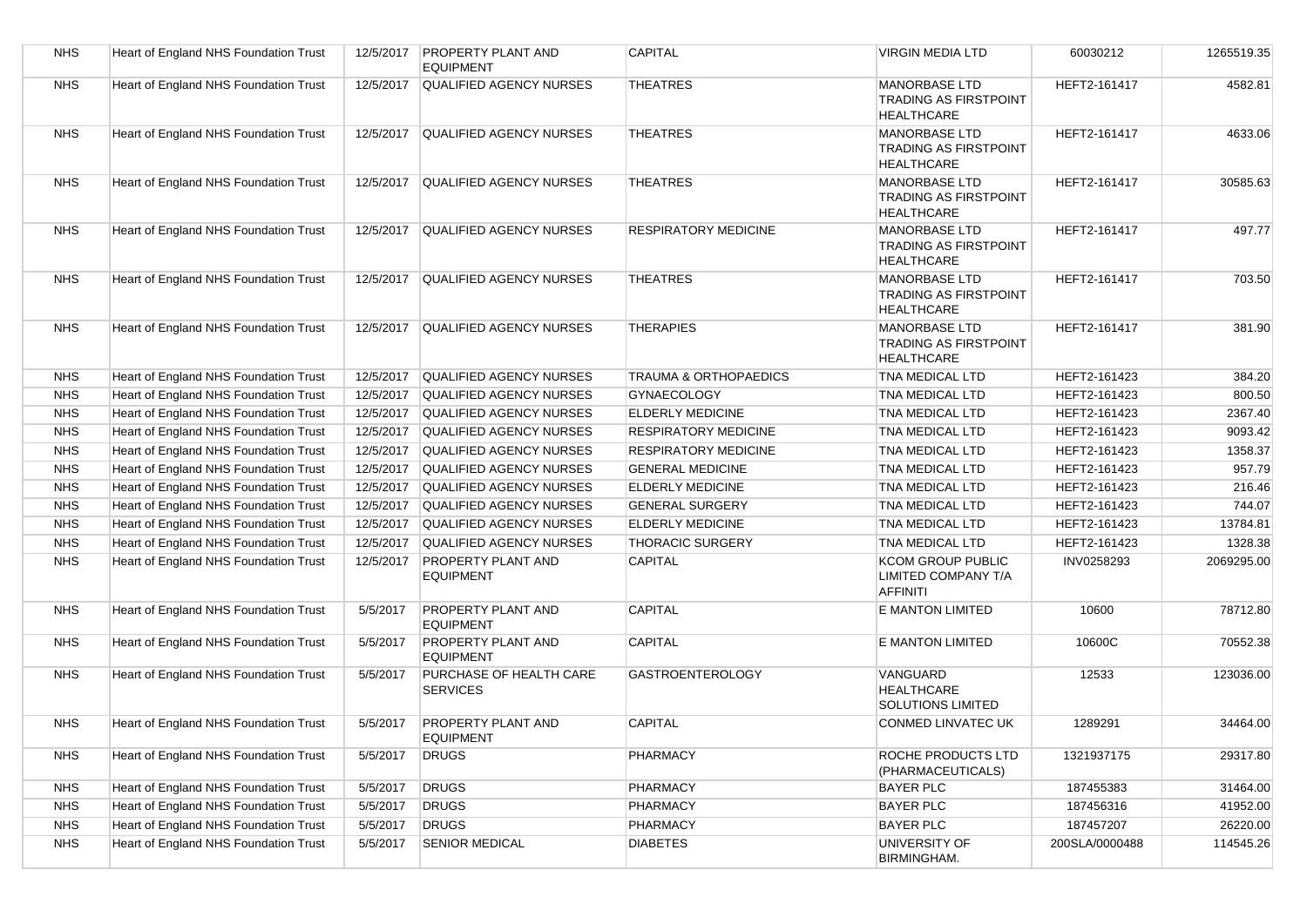| NHS | Heart of England NHS Foundation Trust | 12/5/2017 | PROPERTY PLANT AND EQUIPMENT | CAPITAL | VIRGIN MEDIA LTD | 60030212 | 1265519.35 |
|---|---|---|---|---|---|---|---|
| NHS | Heart of England NHS Foundation Trust | 12/5/2017 | QUALIFIED AGENCY NURSES | THEATRES | MANORBASE LTD TRADING AS FIRSTPOINT HEALTHCARE | HEFT2-161417 | 4582.81 |
| NHS | Heart of England NHS Foundation Trust | 12/5/2017 | QUALIFIED AGENCY NURSES | THEATRES | MANORBASE LTD TRADING AS FIRSTPOINT HEALTHCARE | HEFT2-161417 | 4633.06 |
| NHS | Heart of England NHS Foundation Trust | 12/5/2017 | QUALIFIED AGENCY NURSES | THEATRES | MANORBASE LTD TRADING AS FIRSTPOINT HEALTHCARE | HEFT2-161417 | 30585.63 |
| NHS | Heart of England NHS Foundation Trust | 12/5/2017 | QUALIFIED AGENCY NURSES | RESPIRATORY MEDICINE | MANORBASE LTD TRADING AS FIRSTPOINT HEALTHCARE | HEFT2-161417 | 497.77 |
| NHS | Heart of England NHS Foundation Trust | 12/5/2017 | QUALIFIED AGENCY NURSES | THEATRES | MANORBASE LTD TRADING AS FIRSTPOINT HEALTHCARE | HEFT2-161417 | 703.50 |
| NHS | Heart of England NHS Foundation Trust | 12/5/2017 | QUALIFIED AGENCY NURSES | THERAPIES | MANORBASE LTD TRADING AS FIRSTPOINT HEALTHCARE | HEFT2-161417 | 381.90 |
| NHS | Heart of England NHS Foundation Trust | 12/5/2017 | QUALIFIED AGENCY NURSES | TRAUMA & ORTHOPAEDICS | TNA MEDICAL LTD | HEFT2-161423 | 384.20 |
| NHS | Heart of England NHS Foundation Trust | 12/5/2017 | QUALIFIED AGENCY NURSES | GYNAECOLOGY | TNA MEDICAL LTD | HEFT2-161423 | 800.50 |
| NHS | Heart of England NHS Foundation Trust | 12/5/2017 | QUALIFIED AGENCY NURSES | ELDERLY MEDICINE | TNA MEDICAL LTD | HEFT2-161423 | 2367.40 |
| NHS | Heart of England NHS Foundation Trust | 12/5/2017 | QUALIFIED AGENCY NURSES | RESPIRATORY MEDICINE | TNA MEDICAL LTD | HEFT2-161423 | 9093.42 |
| NHS | Heart of England NHS Foundation Trust | 12/5/2017 | QUALIFIED AGENCY NURSES | RESPIRATORY MEDICINE | TNA MEDICAL LTD | HEFT2-161423 | 1358.37 |
| NHS | Heart of England NHS Foundation Trust | 12/5/2017 | QUALIFIED AGENCY NURSES | GENERAL MEDICINE | TNA MEDICAL LTD | HEFT2-161423 | 957.79 |
| NHS | Heart of England NHS Foundation Trust | 12/5/2017 | QUALIFIED AGENCY NURSES | ELDERLY MEDICINE | TNA MEDICAL LTD | HEFT2-161423 | 216.46 |
| NHS | Heart of England NHS Foundation Trust | 12/5/2017 | QUALIFIED AGENCY NURSES | GENERAL SURGERY | TNA MEDICAL LTD | HEFT2-161423 | 744.07 |
| NHS | Heart of England NHS Foundation Trust | 12/5/2017 | QUALIFIED AGENCY NURSES | ELDERLY MEDICINE | TNA MEDICAL LTD | HEFT2-161423 | 13784.81 |
| NHS | Heart of England NHS Foundation Trust | 12/5/2017 | QUALIFIED AGENCY NURSES | THORACIC SURGERY | TNA MEDICAL LTD | HEFT2-161423 | 1328.38 |
| NHS | Heart of England NHS Foundation Trust | 12/5/2017 | PROPERTY PLANT AND EQUIPMENT | CAPITAL | KCOM GROUP PUBLIC LIMITED COMPANY T/A AFFINITI | INV0258293 | 2069295.00 |
| NHS | Heart of England NHS Foundation Trust | 5/5/2017 | PROPERTY PLANT AND EQUIPMENT | CAPITAL | E MANTON LIMITED | 10600 | 78712.80 |
| NHS | Heart of England NHS Foundation Trust | 5/5/2017 | PROPERTY PLANT AND EQUIPMENT | CAPITAL | E MANTON LIMITED | 10600C | 70552.38 |
| NHS | Heart of England NHS Foundation Trust | 5/5/2017 | PURCHASE OF HEALTH CARE SERVICES | GASTROENTEROLOGY | VANGUARD HEALTHCARE SOLUTIONS LIMITED | 12533 | 123036.00 |
| NHS | Heart of England NHS Foundation Trust | 5/5/2017 | PROPERTY PLANT AND EQUIPMENT | CAPITAL | CONMED LINVATEC UK | 1289291 | 34464.00 |
| NHS | Heart of England NHS Foundation Trust | 5/5/2017 | DRUGS | PHARMACY | ROCHE PRODUCTS LTD (PHARMACEUTICALS) | 1321937175 | 29317.80 |
| NHS | Heart of England NHS Foundation Trust | 5/5/2017 | DRUGS | PHARMACY | BAYER PLC | 187455383 | 31464.00 |
| NHS | Heart of England NHS Foundation Trust | 5/5/2017 | DRUGS | PHARMACY | BAYER PLC | 187456316 | 41952.00 |
| NHS | Heart of England NHS Foundation Trust | 5/5/2017 | DRUGS | PHARMACY | BAYER PLC | 187457207 | 26220.00 |
| NHS | Heart of England NHS Foundation Trust | 5/5/2017 | SENIOR MEDICAL | DIABETES | UNIVERSITY OF BIRMINGHAM. | 200SLA/0000488 | 114545.26 |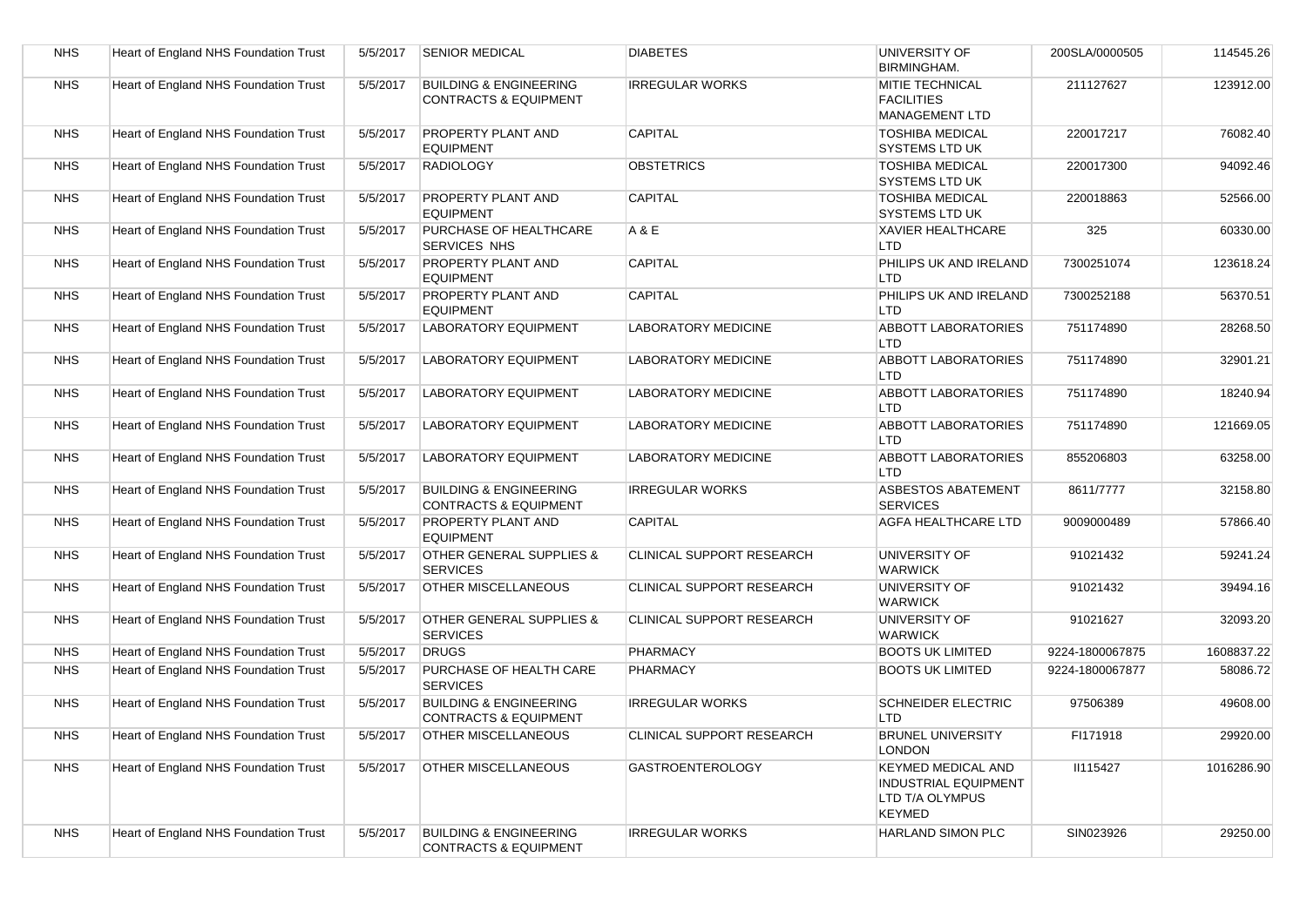| NHS | Heart of England NHS Foundation Trust | 5/5/2017 | SENIOR MEDICAL | DIABETES | UNIVERSITY OF BIRMINGHAM. | 200SLA/0000505 | 114545.26 |
|---|---|---|---|---|---|---|---|
| NHS | Heart of England NHS Foundation Trust | 5/5/2017 | BUILDING & ENGINEERING CONTRACTS & EQUIPMENT | IRREGULAR WORKS | MITIE TECHNICAL FACILITIES MANAGEMENT LTD | 211127627 | 123912.00 |
| NHS | Heart of England NHS Foundation Trust | 5/5/2017 | PROPERTY PLANT AND EQUIPMENT | CAPITAL | TOSHIBA MEDICAL SYSTEMS LTD UK | 220017217 | 76082.40 |
| NHS | Heart of England NHS Foundation Trust | 5/5/2017 | RADIOLOGY | OBSTETRICS | TOSHIBA MEDICAL SYSTEMS LTD UK | 220017300 | 94092.46 |
| NHS | Heart of England NHS Foundation Trust | 5/5/2017 | PROPERTY PLANT AND EQUIPMENT | CAPITAL | TOSHIBA MEDICAL SYSTEMS LTD UK | 220018863 | 52566.00 |
| NHS | Heart of England NHS Foundation Trust | 5/5/2017 | PURCHASE OF HEALTHCARE SERVICES NHS | A & E | XAVIER HEALTHCARE LTD | 325 | 60330.00 |
| NHS | Heart of England NHS Foundation Trust | 5/5/2017 | PROPERTY PLANT AND EQUIPMENT | CAPITAL | PHILIPS UK AND IRELAND LTD | 7300251074 | 123618.24 |
| NHS | Heart of England NHS Foundation Trust | 5/5/2017 | PROPERTY PLANT AND EQUIPMENT | CAPITAL | PHILIPS UK AND IRELAND LTD | 7300252188 | 56370.51 |
| NHS | Heart of England NHS Foundation Trust | 5/5/2017 | LABORATORY EQUIPMENT | LABORATORY MEDICINE | ABBOTT LABORATORIES LTD | 751174890 | 28268.50 |
| NHS | Heart of England NHS Foundation Trust | 5/5/2017 | LABORATORY EQUIPMENT | LABORATORY MEDICINE | ABBOTT LABORATORIES LTD | 751174890 | 32901.21 |
| NHS | Heart of England NHS Foundation Trust | 5/5/2017 | LABORATORY EQUIPMENT | LABORATORY MEDICINE | ABBOTT LABORATORIES LTD | 751174890 | 18240.94 |
| NHS | Heart of England NHS Foundation Trust | 5/5/2017 | LABORATORY EQUIPMENT | LABORATORY MEDICINE | ABBOTT LABORATORIES LTD | 751174890 | 121669.05 |
| NHS | Heart of England NHS Foundation Trust | 5/5/2017 | LABORATORY EQUIPMENT | LABORATORY MEDICINE | ABBOTT LABORATORIES LTD | 855206803 | 63258.00 |
| NHS | Heart of England NHS Foundation Trust | 5/5/2017 | BUILDING & ENGINEERING CONTRACTS & EQUIPMENT | IRREGULAR WORKS | ASBESTOS ABATEMENT SERVICES | 8611/7777 | 32158.80 |
| NHS | Heart of England NHS Foundation Trust | 5/5/2017 | PROPERTY PLANT AND EQUIPMENT | CAPITAL | AGFA HEALTHCARE LTD | 9009000489 | 57866.40 |
| NHS | Heart of England NHS Foundation Trust | 5/5/2017 | OTHER GENERAL SUPPLIES & SERVICES | CLINICAL SUPPORT RESEARCH | UNIVERSITY OF WARWICK | 91021432 | 59241.24 |
| NHS | Heart of England NHS Foundation Trust | 5/5/2017 | OTHER MISCELLANEOUS | CLINICAL SUPPORT RESEARCH | UNIVERSITY OF WARWICK | 91021432 | 39494.16 |
| NHS | Heart of England NHS Foundation Trust | 5/5/2017 | OTHER GENERAL SUPPLIES & SERVICES | CLINICAL SUPPORT RESEARCH | UNIVERSITY OF WARWICK | 91021627 | 32093.20 |
| NHS | Heart of England NHS Foundation Trust | 5/5/2017 | DRUGS | PHARMACY | BOOTS UK LIMITED | 9224-1800067875 | 1608837.22 |
| NHS | Heart of England NHS Foundation Trust | 5/5/2017 | PURCHASE OF HEALTH CARE SERVICES | PHARMACY | BOOTS UK LIMITED | 9224-1800067877 | 58086.72 |
| NHS | Heart of England NHS Foundation Trust | 5/5/2017 | BUILDING & ENGINEERING CONTRACTS & EQUIPMENT | IRREGULAR WORKS | SCHNEIDER ELECTRIC LTD | 97506389 | 49608.00 |
| NHS | Heart of England NHS Foundation Trust | 5/5/2017 | OTHER MISCELLANEOUS | CLINICAL SUPPORT RESEARCH | BRUNEL UNIVERSITY LONDON | FI171918 | 29920.00 |
| NHS | Heart of England NHS Foundation Trust | 5/5/2017 | OTHER MISCELLANEOUS | GASTROENTEROLOGY | KEYMED MEDICAL AND INDUSTRIAL EQUIPMENT LTD T/A OLYMPUS KEYMED | II115427 | 1016286.90 |
| NHS | Heart of England NHS Foundation Trust | 5/5/2017 | BUILDING & ENGINEERING CONTRACTS & EQUIPMENT | IRREGULAR WORKS | HARLAND SIMON PLC | SIN023926 | 29250.00 |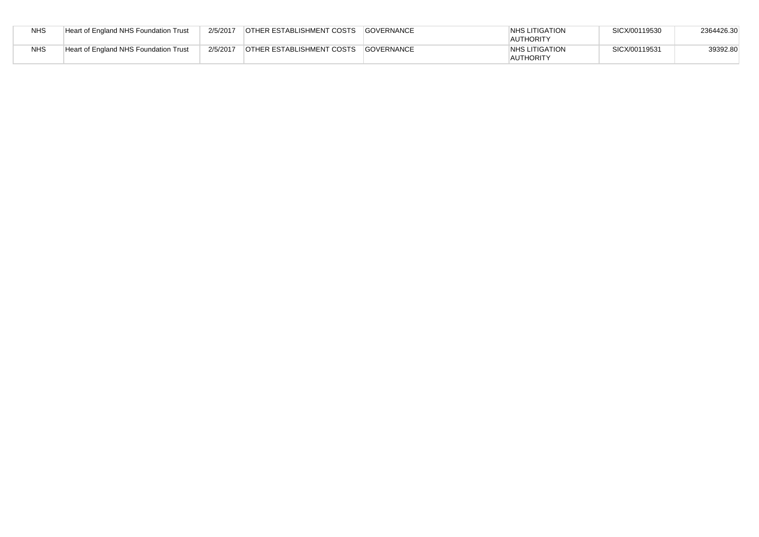| | | | | | | | |
|---|---|---|---|---|---|---|---|
| NHS | Heart of England NHS Foundation Trust | 2/5/2017 | OTHER ESTABLISHMENT COSTS | GOVERNANCE | NHS LITIGATION AUTHORITY | SICX/00119530 | 2364426.30 |
| NHS | Heart of England NHS Foundation Trust | 2/5/2017 | OTHER ESTABLISHMENT COSTS | GOVERNANCE | NHS LITIGATION AUTHORITY | SICX/00119531 | 39392.80 |